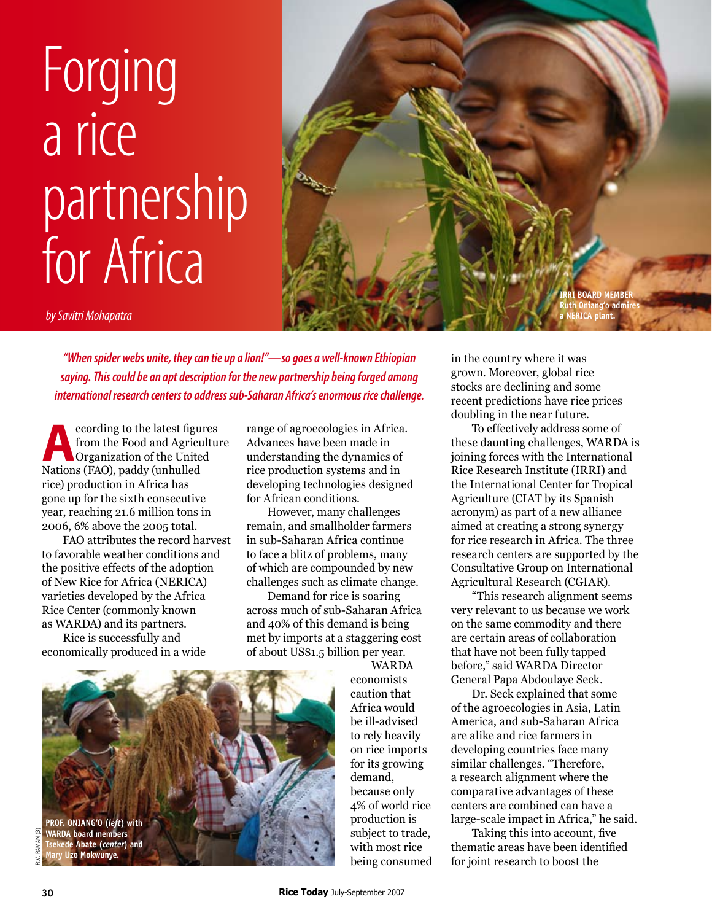# Forging a rice partnership for Africa

*by Savitri Mohapatra*

IRRI BOARD MEMBER Ruth Oniang'o admires a NERICA plant.

***"When spider webs unite, they can tie up a lion!"—so goes a well-known Ethiopian saying. This could be an apt description for the new partnership being forged among international research centers to address sub-Saharan Africa's enormous rice challenge.***

According to the latest figures from the Food and Agriculture Organization of the United Nations (FAO), paddy (unhulled rice) production in Africa has gone up for the sixth consecutive year, reaching 21.6 million tons in 2006, 6% above the 2005 total.

FAO attributes the record harvest to favorable weather conditions and the positive effects of the adoption of New Rice for Africa (NERICA) varieties developed by the Africa Rice Center (commonly known as WARDA) and its partners.

Rice is successfully and economically produced in a wide range of agroecologies in Africa. Advances have been made in understanding the dynamics of rice production systems and in developing technologies designed for African conditions.

However, many challenges remain, and smallholder farmers in sub-Saharan Africa continue to face a blitz of problems, many of which are compounded by new challenges such as climate change.

Demand for rice is soaring across much of sub-Saharan Africa and 40% of this demand is being met by imports at a staggering cost of about US$1.5 billion per year.

WARDA economists caution that Africa would be ill-advised to rely heavily on rice imports for its growing demand, because only 4% of world rice production is subject to trade, with most rice being consumed in the country where it was grown. Moreover, global rice stocks are declining and some recent predictions have rice prices doubling in the near future.

PROF. ONIANG'O (*left*) with WARDA board members Tsekede Abate (*center*) and Mary Uzo Mokwunye.

To effectively address some of these daunting challenges, WARDA is joining forces with the International Rice Research Institute (IRRI) and the International Center for Tropical Agriculture (CIAT by its Spanish acronym) as part of a new alliance aimed at creating a strong synergy for rice research in Africa. The three research centers are supported by the Consultative Group on International Agricultural Research (CGIAR).

"This research alignment seems very relevant to us because we work on the same commodity and there are certain areas of collaboration that have not been fully tapped before," said WARDA Director General Papa Abdoulaye Seck.

Dr. Seck explained that some of the agroecologies in Asia, Latin America, and sub-Saharan Africa are alike and rice farmers in developing countries face many similar challenges. "Therefore, a research alignment where the comparative advantages of these centers are combined can have a large-scale impact in Africa," he said.

Taking this into account, five thematic areas have been identified for joint research to boost the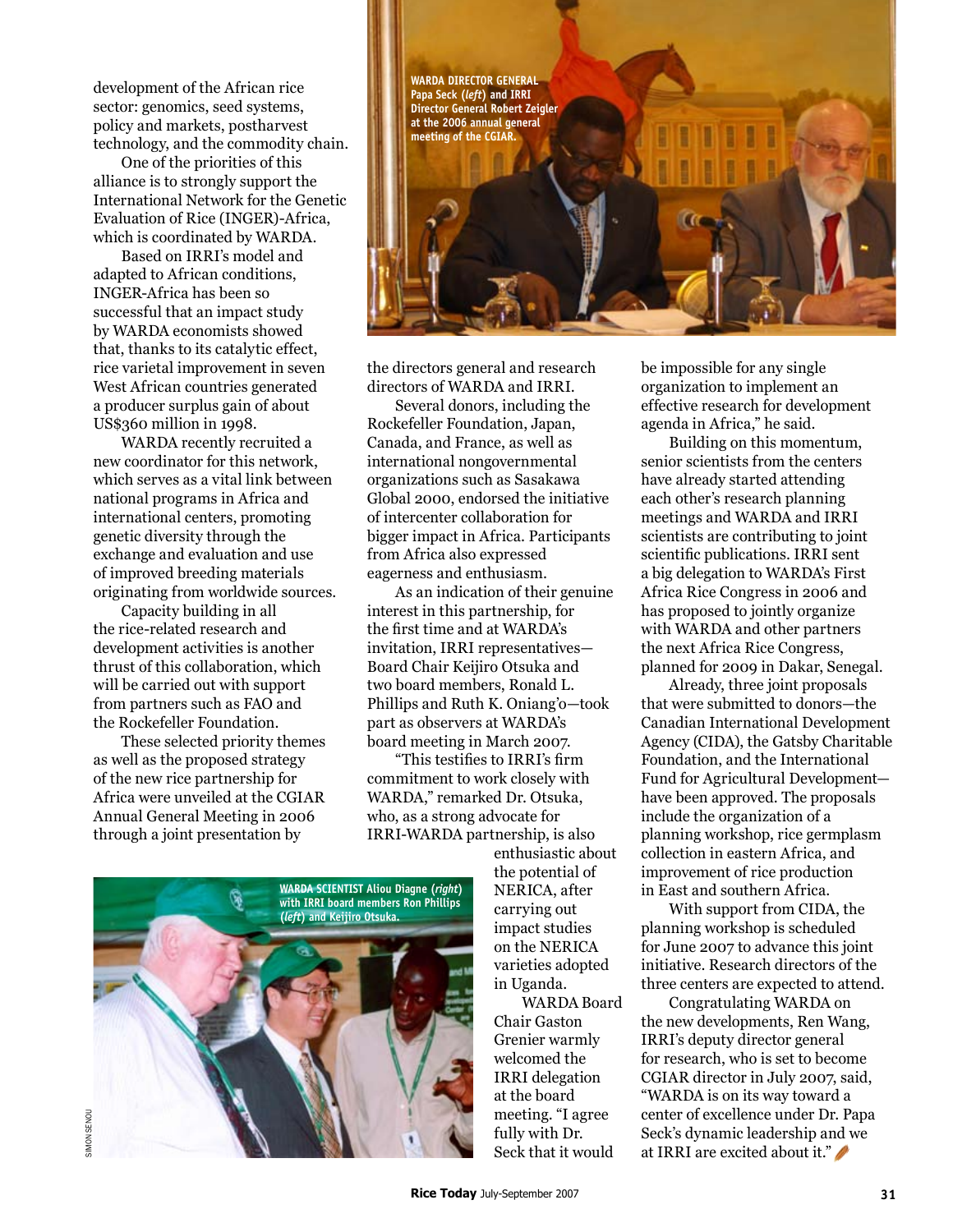development of the African rice sector: genomics, seed systems, policy and markets, postharvest technology, and the commodity chain.

One of the priorities of this alliance is to strongly support the International Network for the Genetic Evaluation of Rice (INGER)-Africa, which is coordinated by WARDA.

Based on IRRI's model and adapted to African conditions, INGER-Africa has been so successful that an impact study by WARDA economists showed that, thanks to its catalytic effect, rice varietal improvement in seven West African countries generated a producer surplus gain of about US$360 million in 1998.

WARDA recently recruited a new coordinator for this network, which serves as a vital link between national programs in Africa and international centers, promoting genetic diversity through the exchange and evaluation and use of improved breeding materials originating from worldwide sources.

Capacity building in all the rice-related research and development activities is another thrust of this collaboration, which will be carried out with support from partners such as FAO and the Rockefeller Foundation.

These selected priority themes as well as the proposed strategy of the new rice partnership for Africa were unveiled at the CGIAR Annual General Meeting in 2006 through a joint presentation by the directors general and research directors of WARDA and IRRI.

**WARDA DIRECTOR GENERAL Papa Seck (*left*) and IRRI Director General Robert Zeigler at the 2006 annual general meeting of the CGIAR.**

Several donors, including the Rockefeller Foundation, Japan, Canada, and France, as well as international nongovernmental organizations such as Sasakawa Global 2000, endorsed the initiative of intercenter collaboration for bigger impact in Africa. Participants from Africa also expressed eagerness and enthusiasm.

As an indication of their genuine interest in this partnership, for the first time and at WARDA's invitation, IRRI representatives—Board Chair Keijiro Otsuka and two board members, Ronald L. Phillips and Ruth K. Oniang'o—took part as observers at WARDA's board meeting in March 2007.

"This testifies to IRRI's firm commitment to work closely with WARDA," remarked Dr. Otsuka, who, as a strong advocate for IRRI-WARDA partnership, is also enthusiastic about the potential of NERICA, after carrying out impact studies on the NERICA varieties adopted in Uganda.

**WARDA SCIENTIST Aliou Diagne (*right*) with IRRI board members Ron Phillips (*left*) and Keijiro Otsuka.**

SIMON SENOU

WARDA Board Chair Gaston Grenier warmly welcomed the IRRI delegation at the board meeting. "I agree fully with Dr. Seck that it would be impossible for any single organization to implement an effective research for development agenda in Africa," he said.

Building on this momentum, senior scientists from the centers have already started attending each other's research planning meetings and WARDA and IRRI scientists are contributing to joint scientific publications. IRRI sent a big delegation to WARDA's First Africa Rice Congress in 2006 and has proposed to jointly organize with WARDA and other partners the next Africa Rice Congress, planned for 2009 in Dakar, Senegal.

Already, three joint proposals that were submitted to donors—the Canadian International Development Agency (CIDA), the Gatsby Charitable Foundation, and the International Fund for Agricultural Development—have been approved. The proposals include the organization of a planning workshop, rice germplasm collection in eastern Africa, and improvement of rice production in East and southern Africa.

With support from CIDA, the planning workshop is scheduled for June 2007 to advance this joint initiative. Research directors of the three centers are expected to attend.

Congratulating WARDA on the new developments, Ren Wang, IRRI's deputy director general for research, who is set to become CGIAR director in July 2007, said, "WARDA is on its way toward a center of excellence under Dr. Papa Seck's dynamic leadership and we at IRRI are excited about it."